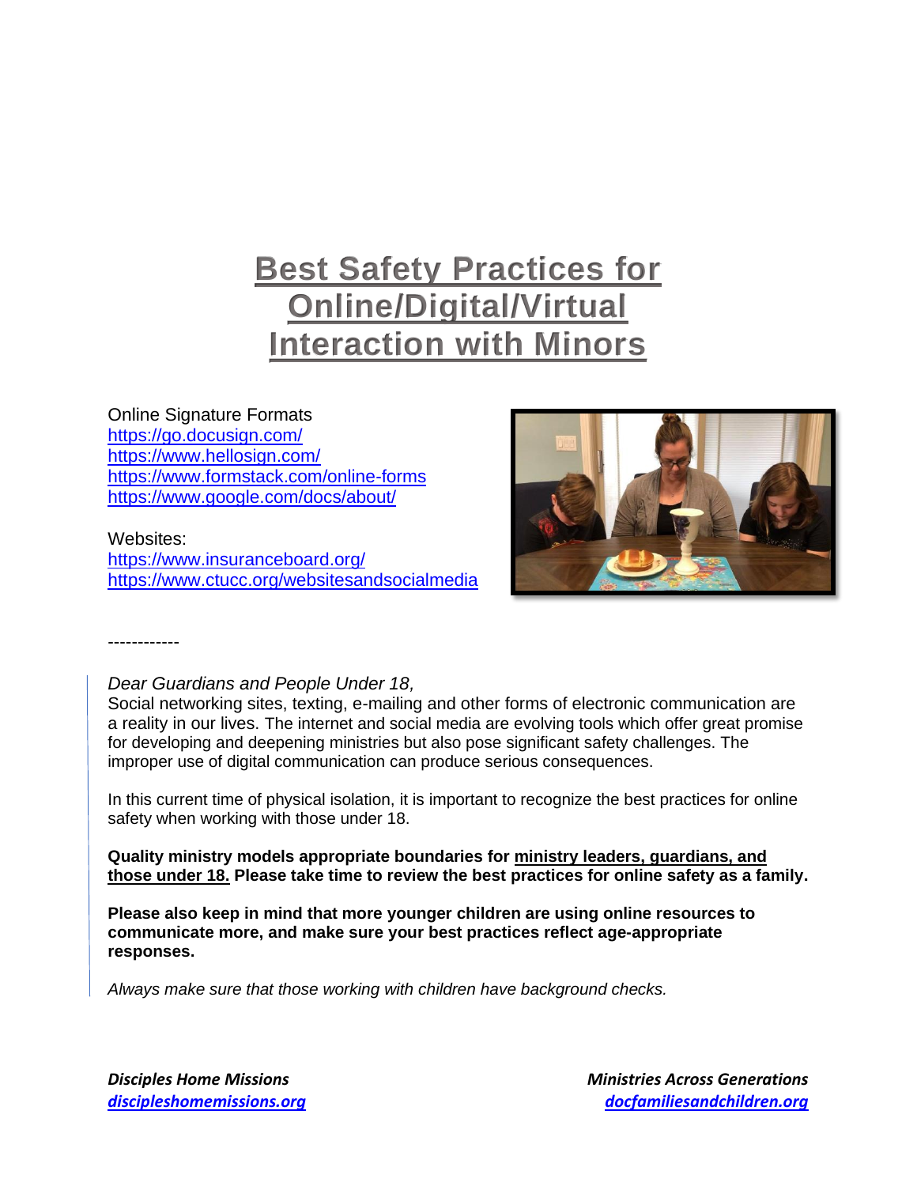# Best Safety Practices for Online/Digital/Virtual Interaction with Minors

Online Signature Formats
https://go.docusign.com/
https://www.hellosign.com/
https://www.formstack.com/online-forms
https://www.google.com/docs/about/

Websites:
https://www.insuranceboard.org/
https://www.ctucc.org/websitesandsocialmedia

------------

*Dear Guardians and People Under 18,*
Social networking sites, texting, e-mailing and other forms of electronic communication are a reality in our lives. The internet and social media are evolving tools which offer great promise for developing and deepening ministries but also pose significant safety challenges. The improper use of digital communication can produce serious consequences.

In this current time of physical isolation, it is important to recognize the best practices for online safety when working with those under 18.

**Quality ministry models appropriate boundaries for ministry leaders, guardians, and those under 18. Please take time to review the best practices for online safety as a family.**

**Please also keep in mind that more younger children are using online resources to communicate more, and make sure your best practices reflect age-appropriate responses.**

*Always make sure that those working with children have background checks.*

***Disciples Home Missions***
***discipleshomemissions.org***

***Ministries Across Generations***
***docfamiliesandchildren.org***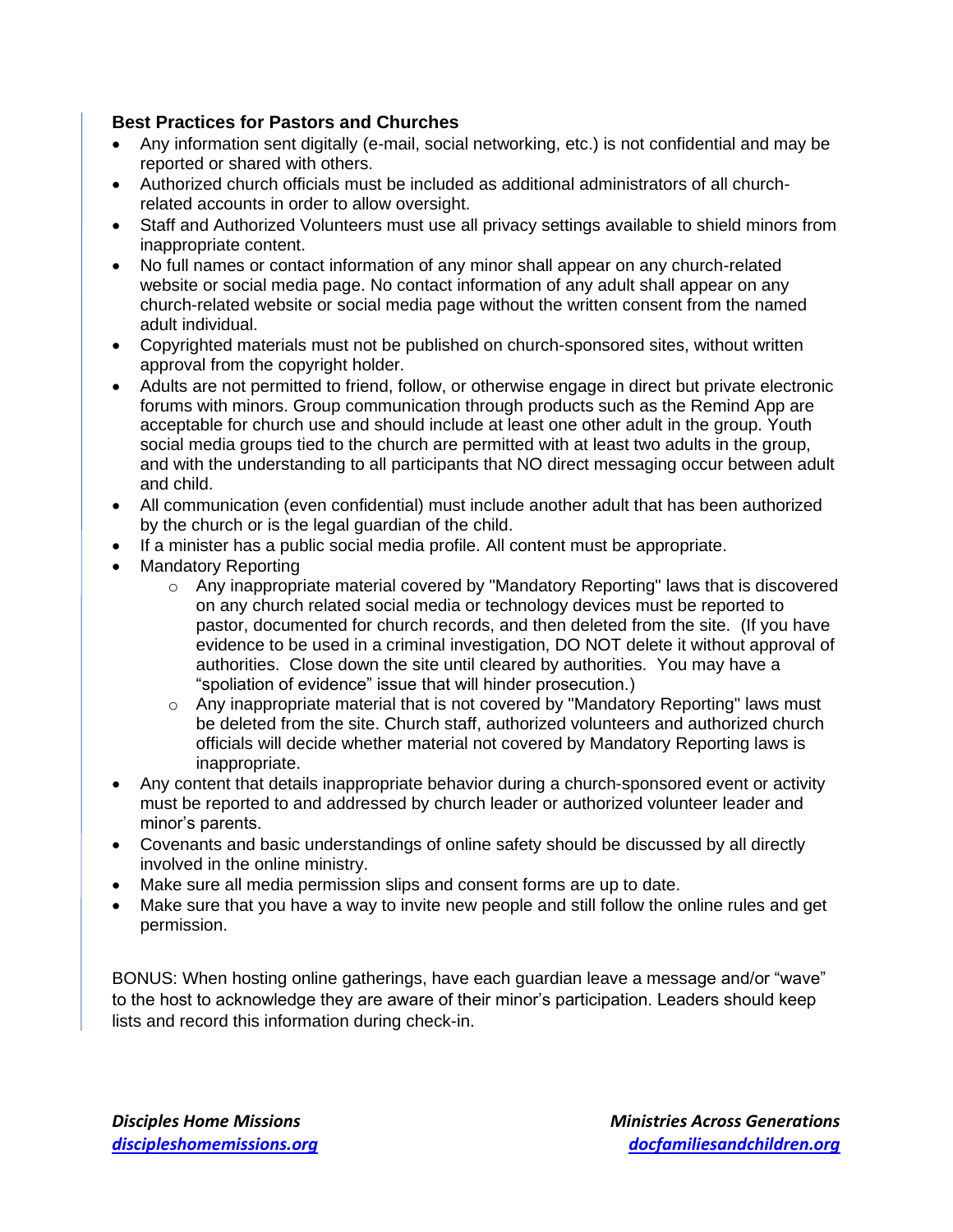**Best Practices for Pastors and Churches**

- Any information sent digitally (e-mail, social networking, etc.) is not confidential and may be reported or shared with others.
- Authorized church officials must be included as additional administrators of all church-related accounts in order to allow oversight.
- Staff and Authorized Volunteers must use all privacy settings available to shield minors from inappropriate content.
- No full names or contact information of any minor shall appear on any church-related website or social media page. No contact information of any adult shall appear on any church-related website or social media page without the written consent from the named adult individual.
- Copyrighted materials must not be published on church-sponsored sites, without written approval from the copyright holder.
- Adults are not permitted to friend, follow, or otherwise engage in direct but private electronic forums with minors. Group communication through products such as the Remind App are acceptable for church use and should include at least one other adult in the group. Youth social media groups tied to the church are permitted with at least two adults in the group, and with the understanding to all participants that NO direct messaging occur between adult and child.
- All communication (even confidential) must include another adult that has been authorized by the church or is the legal guardian of the child.
- If a minister has a public social media profile. All content must be appropriate.
- Mandatory Reporting
  - Any inappropriate material covered by "Mandatory Reporting" laws that is discovered on any church related social media or technology devices must be reported to pastor, documented for church records, and then deleted from the site. (If you have evidence to be used in a criminal investigation, DO NOT delete it without approval of authorities. Close down the site until cleared by authorities. You may have a "spoliation of evidence" issue that will hinder prosecution.)
  - Any inappropriate material that is not covered by "Mandatory Reporting" laws must be deleted from the site. Church staff, authorized volunteers and authorized church officials will decide whether material not covered by Mandatory Reporting laws is inappropriate.
- Any content that details inappropriate behavior during a church-sponsored event or activity must be reported to and addressed by church leader or authorized volunteer leader and minor's parents.
- Covenants and basic understandings of online safety should be discussed by all directly involved in the online ministry.
- Make sure all media permission slips and consent forms are up to date.
- Make sure that you have a way to invite new people and still follow the online rules and get permission.

BONUS: When hosting online gatherings, have each guardian leave a message and/or "wave" to the host to acknowledge they are aware of their minor's participation. Leaders should keep lists and record this information during check-in.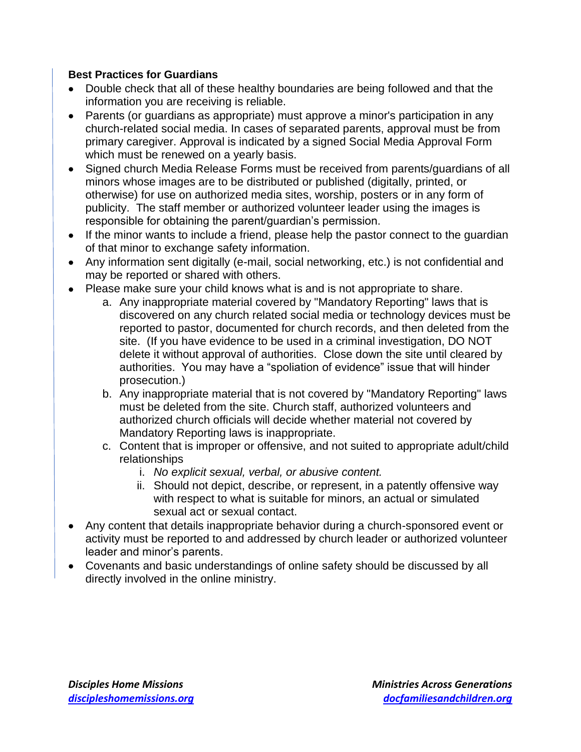**Best Practices for Guardians**

- Double check that all of these healthy boundaries are being followed and that the information you are receiving is reliable.
- Parents (or guardians as appropriate) must approve a minor's participation in any church-related social media. In cases of separated parents, approval must be from primary caregiver. Approval is indicated by a signed Social Media Approval Form which must be renewed on a yearly basis.
- Signed church Media Release Forms must be received from parents/guardians of all minors whose images are to be distributed or published (digitally, printed, or otherwise) for use on authorized media sites, worship, posters or in any form of publicity. The staff member or authorized volunteer leader using the images is responsible for obtaining the parent/guardian's permission.
- If the minor wants to include a friend, please help the pastor connect to the guardian of that minor to exchange safety information.
- Any information sent digitally (e-mail, social networking, etc.) is not confidential and may be reported or shared with others.
- Please make sure your child knows what is and is not appropriate to share.
    a. Any inappropriate material covered by "Mandatory Reporting" laws that is discovered on any church related social media or technology devices must be reported to pastor, documented for church records, and then deleted from the site. (If you have evidence to be used in a criminal investigation, DO NOT delete it without approval of authorities. Close down the site until cleared by authorities. You may have a "spoliation of evidence" issue that will hinder prosecution.)
    b. Any inappropriate material that is not covered by "Mandatory Reporting" laws must be deleted from the site. Church staff, authorized volunteers and authorized church officials will decide whether material not covered by Mandatory Reporting laws is inappropriate.
    c. Content that is improper or offensive, and not suited to appropriate adult/child relationships
        i. *No explicit sexual, verbal, or abusive content.*
        ii. Should not depict, describe, or represent, in a patently offensive way with respect to what is suitable for minors, an actual or simulated sexual act or sexual contact.
- Any content that details inappropriate behavior during a church-sponsored event or activity must be reported to and addressed by church leader or authorized volunteer leader and minor's parents.
- Covenants and basic understandings of online safety should be discussed by all directly involved in the online ministry.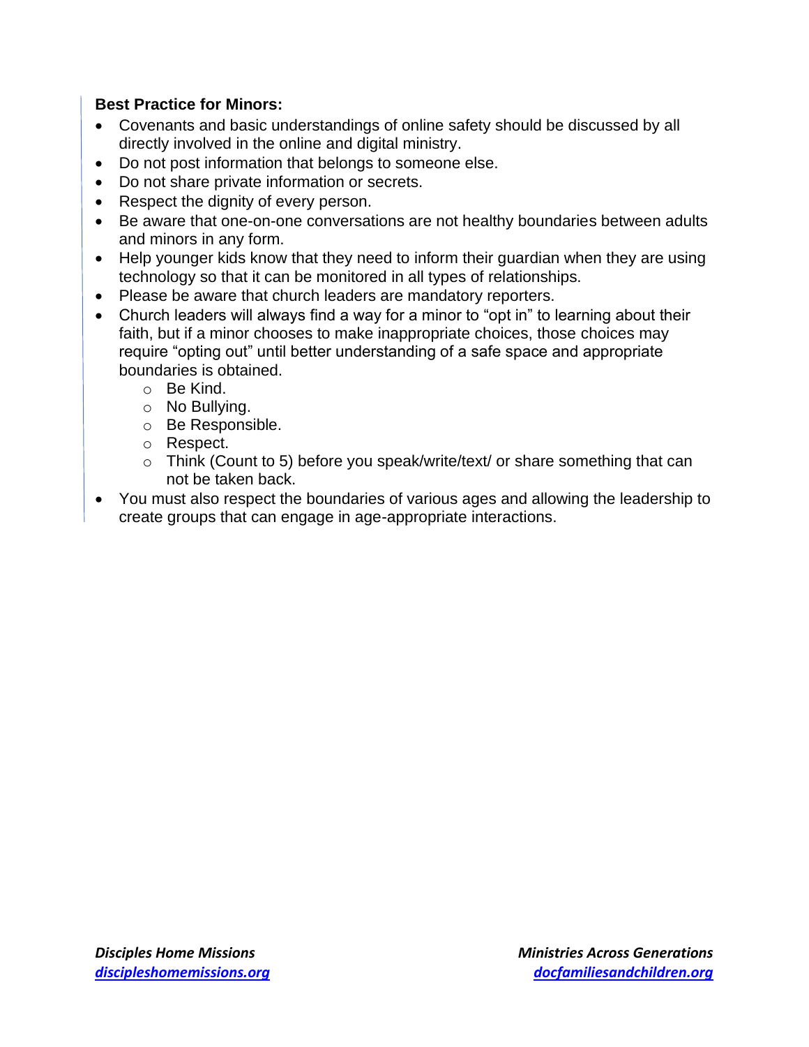**Best Practice for Minors:**

- Covenants and basic understandings of online safety should be discussed by all directly involved in the online and digital ministry.
- Do not post information that belongs to someone else.
- Do not share private information or secrets.
- Respect the dignity of every person.
- Be aware that one-on-one conversations are not healthy boundaries between adults and minors in any form.
- Help younger kids know that they need to inform their guardian when they are using technology so that it can be monitored in all types of relationships.
- Please be aware that church leaders are mandatory reporters.
- Church leaders will always find a way for a minor to "opt in" to learning about their faith, but if a minor chooses to make inappropriate choices, those choices may require "opting out" until better understanding of a safe space and appropriate boundaries is obtained.
  - Be Kind.
  - No Bullying.
  - Be Responsible.
  - Respect.
  - Think (Count to 5) before you speak/write/text/ or share something that can not be taken back.
- You must also respect the boundaries of various ages and allowing the leadership to create groups that can engage in age-appropriate interactions.